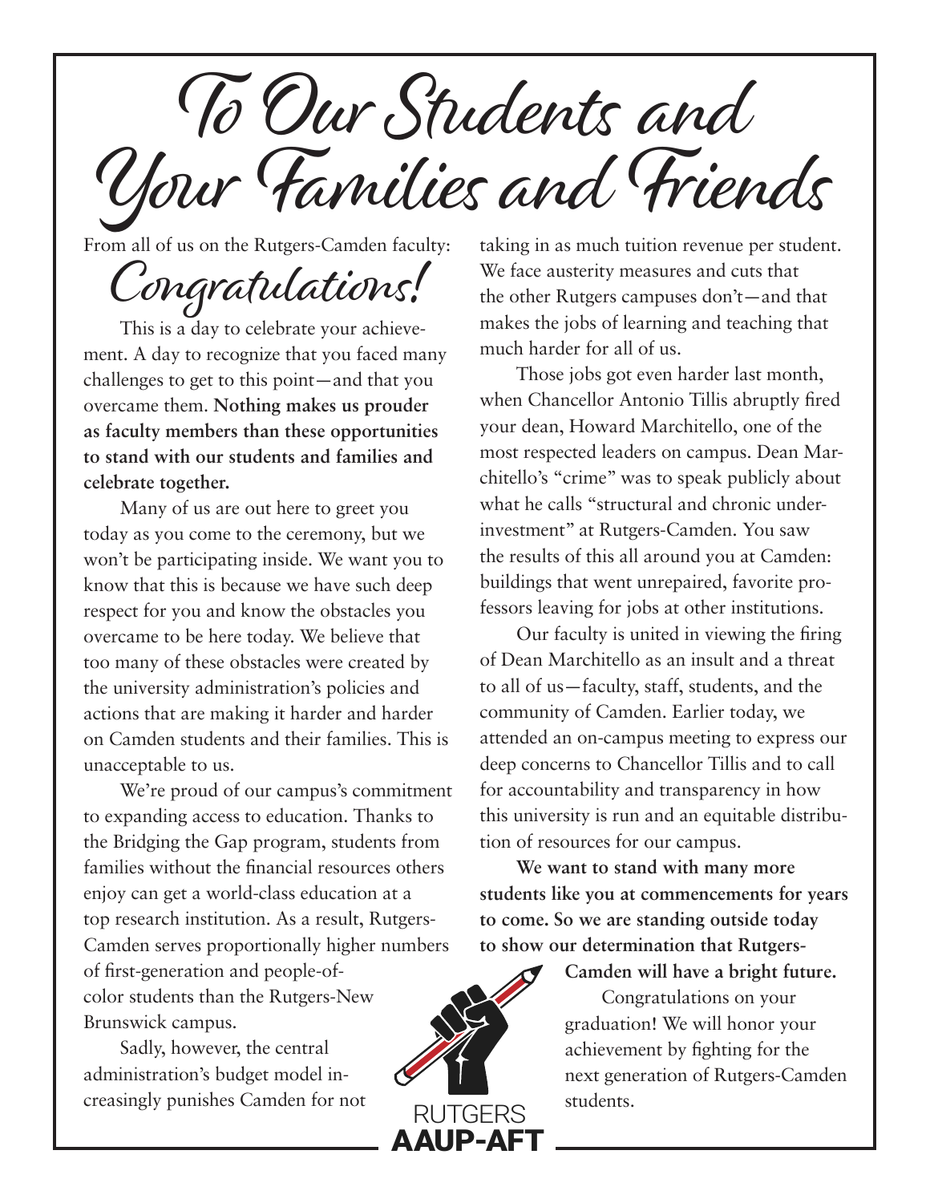# To Our Students and Your Families and Friends

From all of us on the Rutgers-Camden faculty:

## Congratulations!

This is a day to celebrate your achievement. A day to recognize that you faced many challenges to get to this point—and that you overcame them. **Nothing makes us prouder as faculty members than these opportunities to stand with our students and families and celebrate together.**

Many of us are out here to greet you today as you come to the ceremony, but we won't be participating inside. We want you to know that this is because we have such deep respect for you and know the obstacles you overcame to be here today. We believe that too many of these obstacles were created by the university administration's policies and actions that are making it harder and harder on Camden students and their families. This is unacceptable to us.

We're proud of our campus's commitment to expanding access to education. Thanks to the Bridging the Gap program, students from families without the financial resources others enjoy can get a world-class education at a top research institution. As a result, Rutgers-Camden serves proportionally higher numbers of first-generation and people-of-color students than the Rutgers-New Brunswick campus.

Sadly, however, the central administration's budget model increasingly punishes Camden for not taking in as much tuition revenue per student. We face austerity measures and cuts that the other Rutgers campuses don't—and that makes the jobs of learning and teaching that much harder for all of us.

Those jobs got even harder last month, when Chancellor Antonio Tillis abruptly fired your dean, Howard Marchitello, one of the most respected leaders on campus. Dean Marchitello's "crime" was to speak publicly about what he calls "structural and chronic underinvestment" at Rutgers-Camden. You saw the results of this all around you at Camden: buildings that went unrepaired, favorite professors leaving for jobs at other institutions.

Our faculty is united in viewing the firing of Dean Marchitello as an insult and a threat to all of us—faculty, staff, students, and the community of Camden. Earlier today, we attended an on-campus meeting to express our deep concerns to Chancellor Tillis and to call for accountability and transparency in how this university is run and an equitable distribution of resources for our campus.

**We want to stand with many more students like you at commencements for years to come. So we are standing outside today to show our determination that Rutgers-Camden will have a bright future.**

Congratulations on your graduation! We will honor your achievement by fighting for the next generation of Rutgers-Camden students.

RUTGERS
AAUP-AFT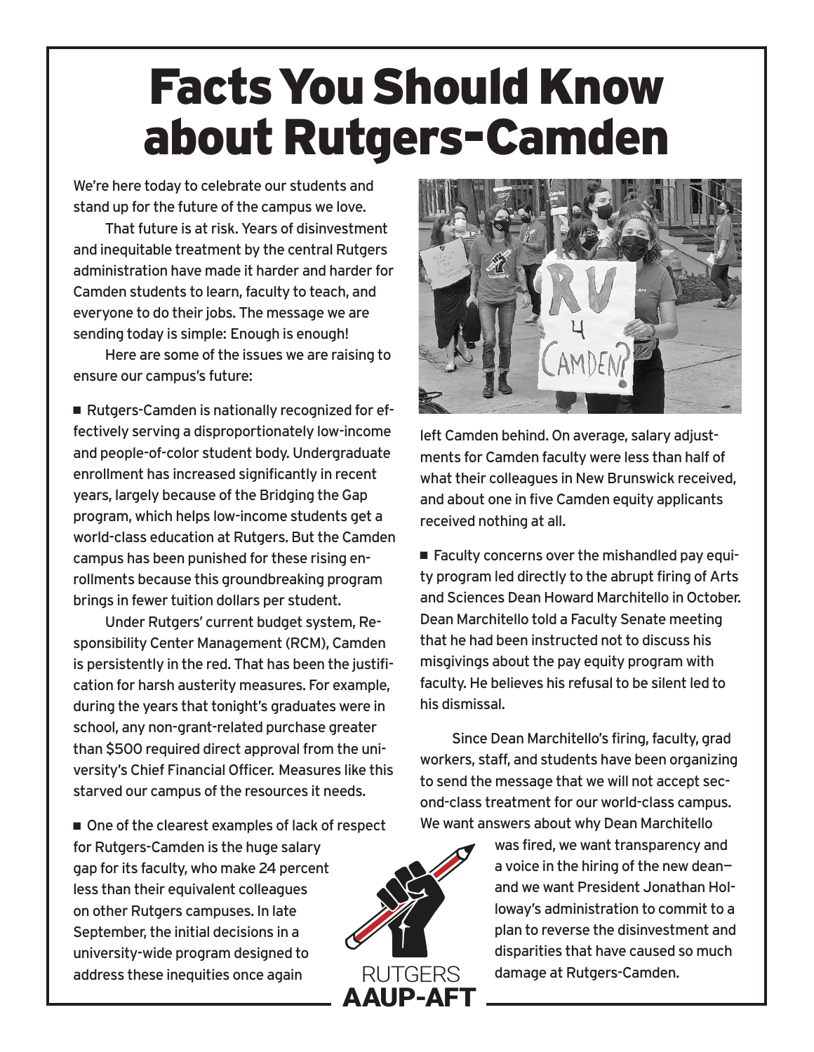# Facts You Should Know about Rutgers-Camden

We're here today to celebrate our students and stand up for the future of the campus we love.

That future is at risk. Years of disinvestment and inequitable treatment by the central Rutgers administration have made it harder and harder for Camden students to learn, faculty to teach, and everyone to do their jobs. The message we are sending today is simple: Enough is enough!

Here are some of the issues we are raising to ensure our campus's future:

- Rutgers-Camden is nationally recognized for effectively serving a disproportionately low-income and people-of-color student body. Undergraduate enrollment has increased significantly in recent years, largely because of the Bridging the Gap program, which helps low-income students get a world-class education at Rutgers. But the Camden campus has been punished for these rising enrollments because this groundbreaking program brings in fewer tuition dollars per student.

  Under Rutgers' current budget system, Responsibility Center Management (RCM), Camden is persistently in the red. That has been the justification for harsh austerity measures. For example, during the years that tonight's graduates were in school, any non-grant-related purchase greater than $500 required direct approval from the university's Chief Financial Officer. Measures like this starved our campus of the resources it needs.

- One of the clearest examples of lack of respect for Rutgers-Camden is the huge salary gap for its faculty, who make 24 percent less than their equivalent colleagues on other Rutgers campuses. In late September, the initial decisions in a university-wide program designed to address these inequities once again left Camden behind. On average, salary adjustments for Camden faculty were less than half of what their colleagues in New Brunswick received, and about one in five Camden equity applicants received nothing at all.

- Faculty concerns over the mishandled pay equity program led directly to the abrupt firing of Arts and Sciences Dean Howard Marchitello in October. Dean Marchitello told a Faculty Senate meeting that he had been instructed not to discuss his misgivings about the pay equity program with faculty. He believes his refusal to be silent led to his dismissal.

  Since Dean Marchitello's firing, faculty, grad workers, staff, and students have been organizing to send the message that we will not accept second-class treatment for our world-class campus. We want answers about why Dean Marchitello was fired, we want transparency and a voice in the hiring of the new dean—and we want President Jonathan Holloway's administration to commit to a plan to reverse the disinvestment and disparities that have caused so much damage at Rutgers-Camden.

RUTGERS
AAUP-AFT